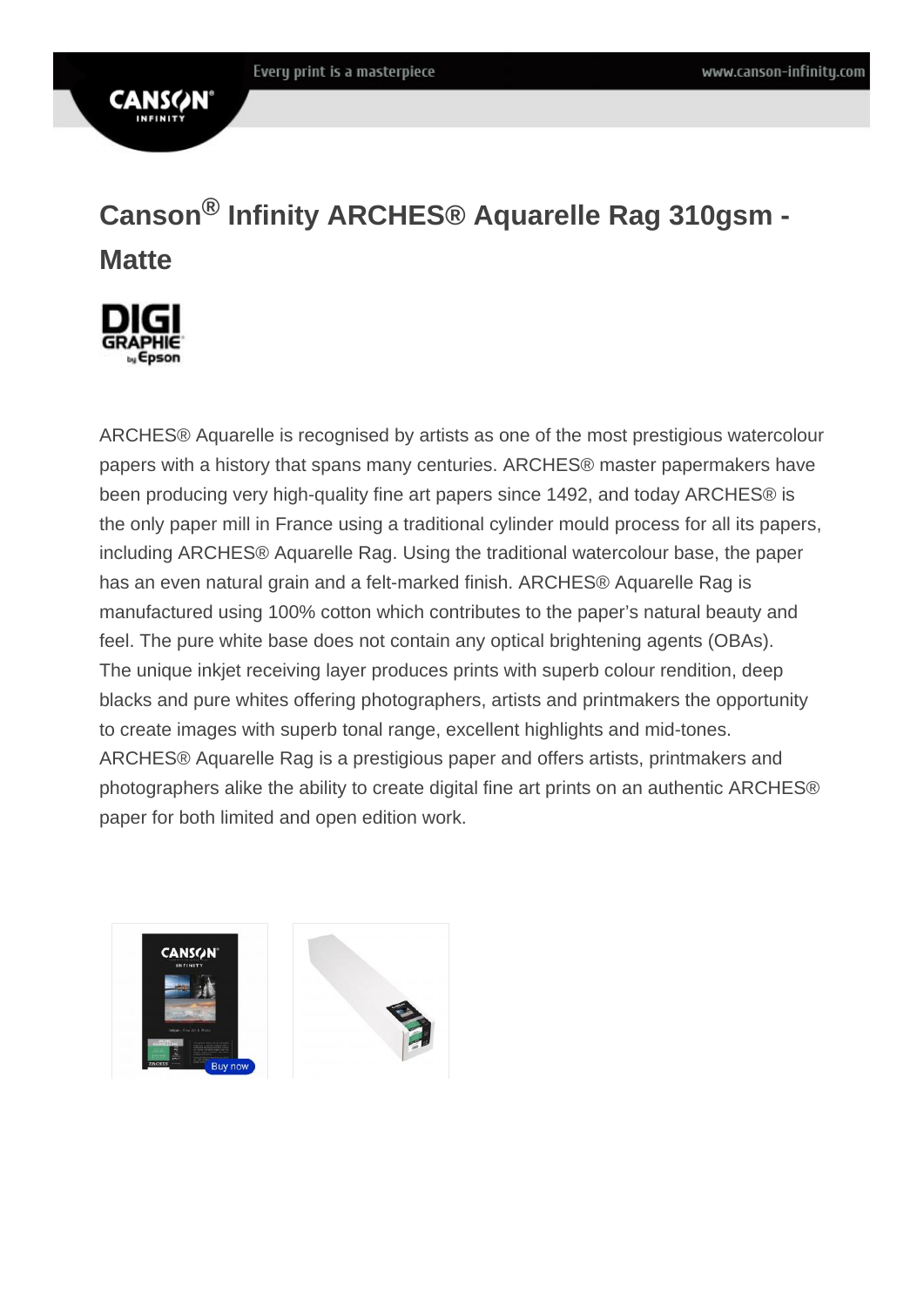# Canson® Infinity ARCHES® Aquarelle Rag 310gsm - Matte

ARCHES® Aquarelle is recognised by artists as one of the most prestigious watercolour papers with a history that spans many centuries. ARCHES® master papermakers have been producing very high-quality fine art papers since 1492, and today ARCHES® is the only paper mill in France using a traditional cylinder mould process for all its papers, including ARCHES® Aquarelle Rag. Using the traditional watercolour base, the paper has an even natural grain and a felt-marked finish. ARCHES® Aquarelle Rag is manufactured using 100% cotton which contributes to the paper's natural beauty and feel. The pure white base does not contain any optical brightening agents (OBAs).
The unique inkjet receiving layer produces prints with superb colour rendition, deep blacks and pure whites offering photographers, artists and printmakers the opportunity to create images with superb tonal range, excellent highlights and mid-tones.
ARCHES® Aquarelle Rag is a prestigious paper and offers artists, printmakers and photographers alike the ability to create digital fine art prints on an authentic ARCHES® paper for both limited and open edition work.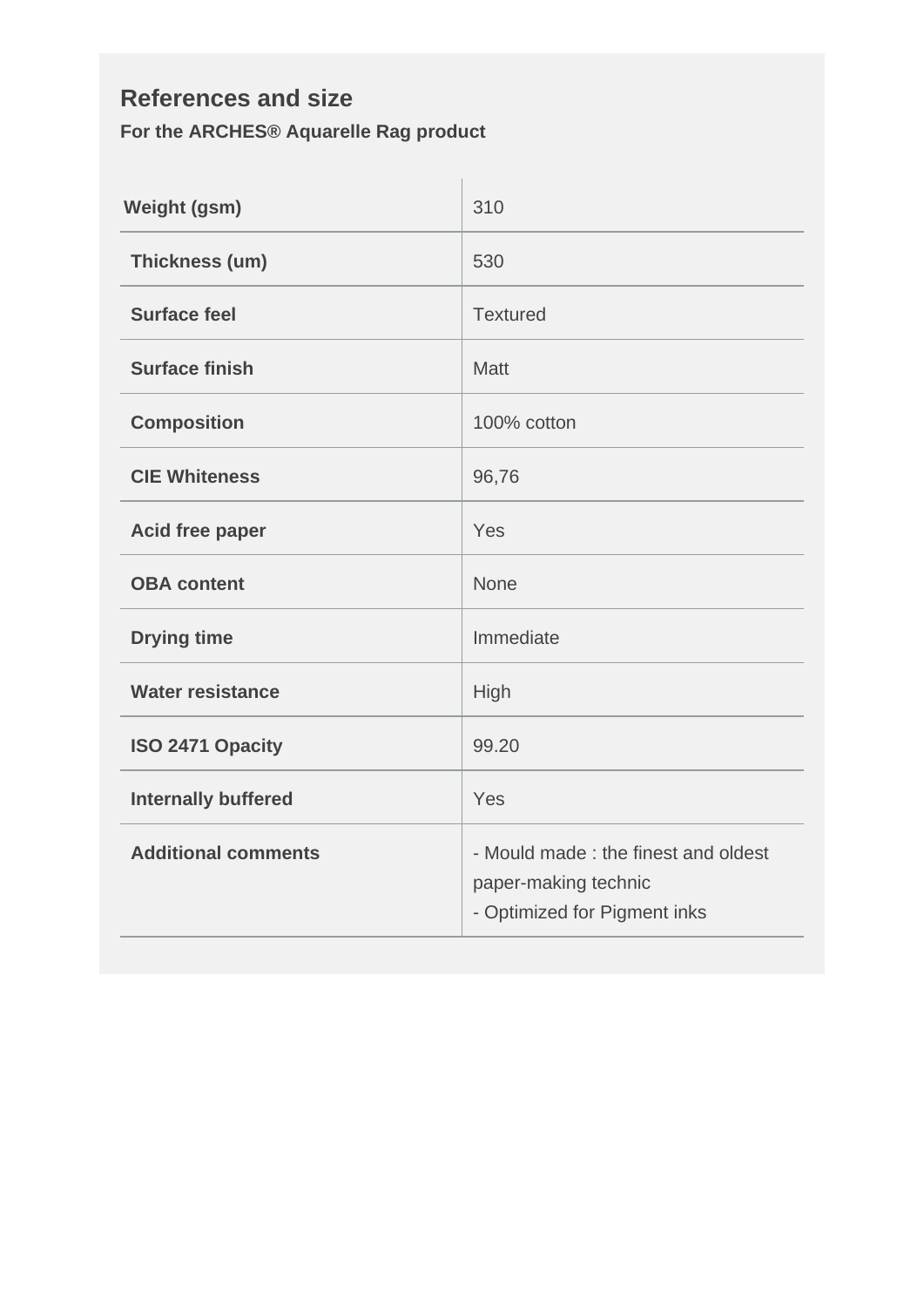## References and size

**For the ARCHES® Aquarelle Rag product**

| | |
|---|---|
| **Weight (gsm)** | 310 |
| **Thickness (um)** | 530 |
| **Surface feel** | Textured |
| **Surface finish** | Matt |
| **Composition** | 100% cotton |
| **CIE Whiteness** | 96,76 |
| **Acid free paper** | Yes |
| **OBA content** | None |
| **Drying time** | Immediate |
| **Water resistance** | High |
| **ISO 2471 Opacity** | 99.20 |
| **Internally buffered** | Yes |
| **Additional comments** | - Mould made : the finest and oldest paper-making technic<br>- Optimized for Pigment inks |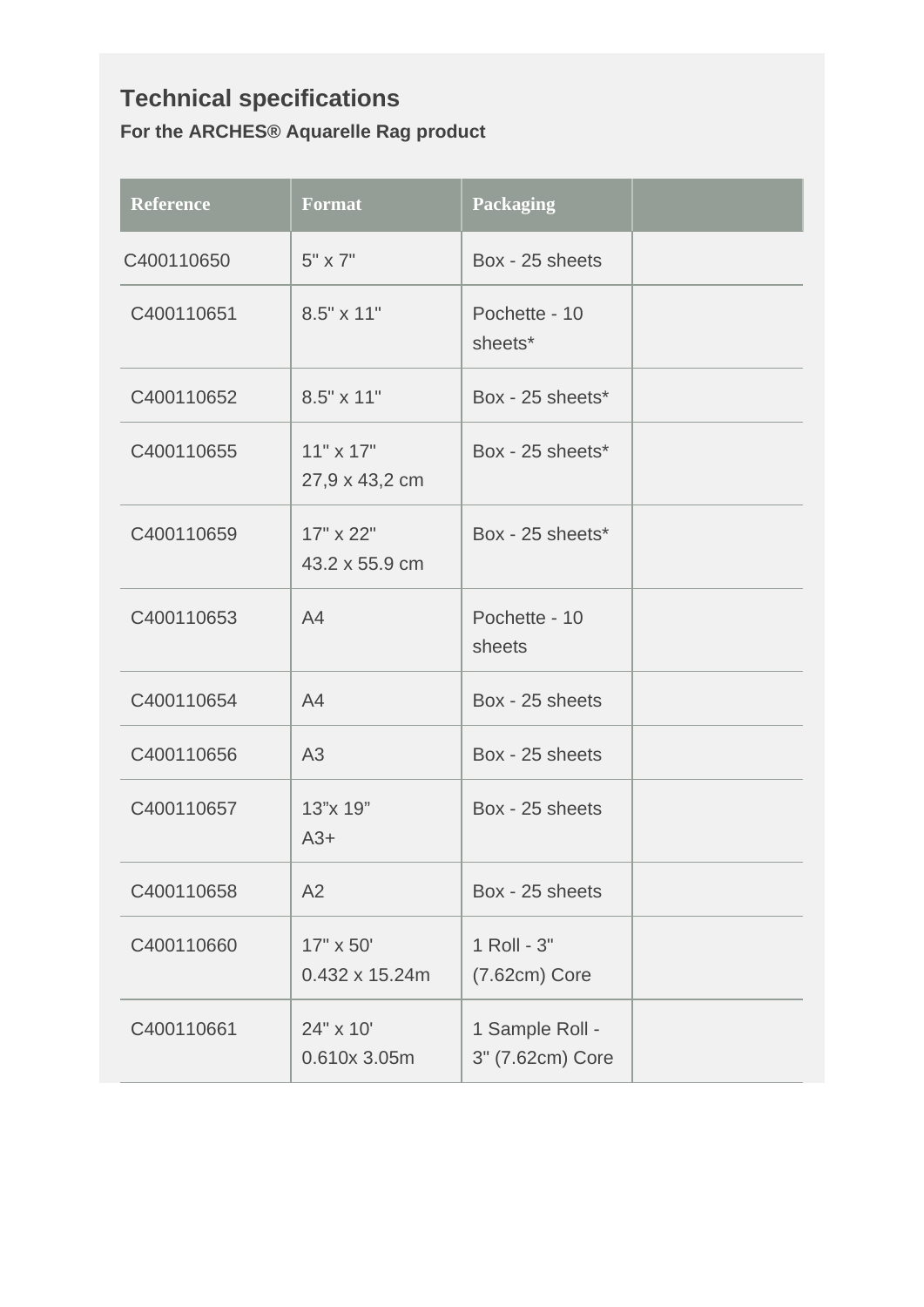## Technical specifications

**For the ARCHES® Aquarelle Rag product**

| Reference | Format | Packaging | |
|---|---|---|---|
| C400110650 | 5" x 7" | Box - 25 sheets | |
| C400110651 | 8.5" x 11" | Pochette - 10 sheets* | |
| C400110652 | 8.5" x 11" | Box - 25 sheets* | |
| C400110655 | 11" x 17"<br>27,9 x 43,2 cm | Box - 25 sheets* | |
| C400110659 | 17" x 22"<br>43.2 x 55.9 cm | Box - 25 sheets* | |
| C400110653 | A4 | Pochette - 10 sheets | |
| C400110654 | A4 | Box - 25 sheets | |
| C400110656 | A3 | Box - 25 sheets | |
| C400110657 | 13”x 19”<br>A3+ | Box - 25 sheets | |
| C400110658 | A2 | Box - 25 sheets | |
| C400110660 | 17" x 50'<br>0.432 x 15.24m | 1 Roll - 3" (7.62cm) Core | |
| C400110661 | 24" x 10'<br>0.610x 3.05m | 1 Sample Roll - 3" (7.62cm) Core | |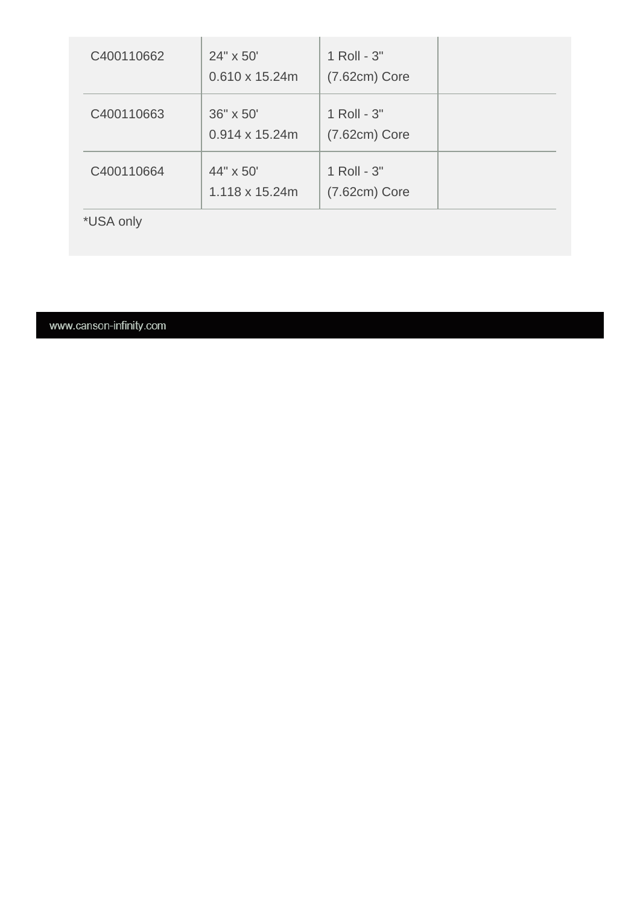| | | | |
|---|---|---|---|
| C400110662 | 24" x 50'<br>0.610 x 15.24m | 1 Roll - 3" (7.62cm) Core | |
| C400110663 | 36" x 50'<br>0.914 x 15.24m | 1 Roll - 3" (7.62cm) Core | |
| C400110664 | 44" x 50'<br>1.118 x 15.24m | 1 Roll - 3" (7.62cm) Core | |

*USA only

www.canson-infinity.com